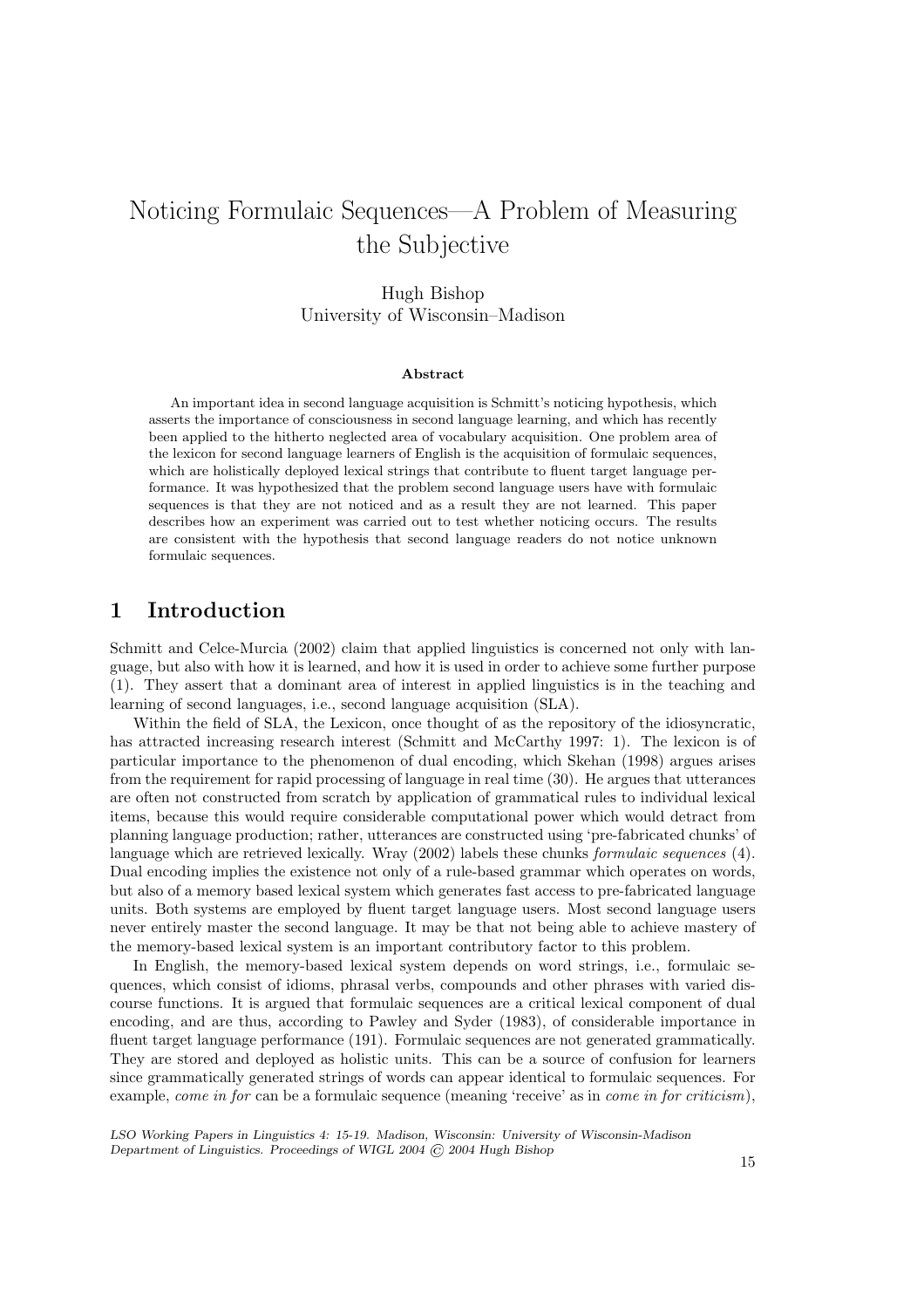# Noticing Formulaic Sequences—A Problem of Measuring the Subjective

Hugh Bishop
University of Wisconsin–Madison

**Abstract**

An important idea in second language acquisition is Schmitt's noticing hypothesis, which asserts the importance of consciousness in second language learning, and which has recently been applied to the hitherto neglected area of vocabulary acquisition. One problem area of the lexicon for second language learners of English is the acquisition of formulaic sequences, which are holistically deployed lexical strings that contribute to fluent target language performance. It was hypothesized that the problem second language users have with formulaic sequences is that they are not noticed and as a result they are not learned. This paper describes how an experiment was carried out to test whether noticing occurs. The results are consistent with the hypothesis that second language readers do not notice unknown formulaic sequences.

## 1 Introduction

Schmitt and Celce-Murcia (2002) claim that applied linguistics is concerned not only with language, but also with how it is learned, and how it is used in order to achieve some further purpose (1). They assert that a dominant area of interest in applied linguistics is in the teaching and learning of second languages, i.e., second language acquisition (SLA).

Within the field of SLA, the Lexicon, once thought of as the repository of the idiosyncratic, has attracted increasing research interest (Schmitt and McCarthy 1997: 1). The lexicon is of particular importance to the phenomenon of dual encoding, which Skehan (1998) argues arises from the requirement for rapid processing of language in real time (30). He argues that utterances are often not constructed from scratch by application of grammatical rules to individual lexical items, because this would require considerable computational power which would detract from planning language production; rather, utterances are constructed using 'pre-fabricated chunks' of language which are retrieved lexically. Wray (2002) labels these chunks *formulaic sequences* (4). Dual encoding implies the existence not only of a rule-based grammar which operates on words, but also of a memory based lexical system which generates fast access to pre-fabricated language units. Both systems are employed by fluent target language users. Most second language users never entirely master the second language. It may be that not being able to achieve mastery of the memory-based lexical system is an important contributory factor to this problem.

In English, the memory-based lexical system depends on word strings, i.e., formulaic sequences, which consist of idioms, phrasal verbs, compounds and other phrases with varied discourse functions. It is argued that formulaic sequences are a critical lexical component of dual encoding, and are thus, according to Pawley and Syder (1983), of considerable importance in fluent target language performance (191). Formulaic sequences are not generated grammatically. They are stored and deployed as holistic units. This can be a source of confusion for learners since grammatically generated strings of words can appear identical to formulaic sequences. For example, *come in for* can be a formulaic sequence (meaning 'receive' as in *come in for criticism*),

*LSO Working Papers in Linguistics 4: 15-19. Madison, Wisconsin: University of Wisconsin-Madison Department of Linguistics. Proceedings of WIGL 2004 © 2004 Hugh Bishop*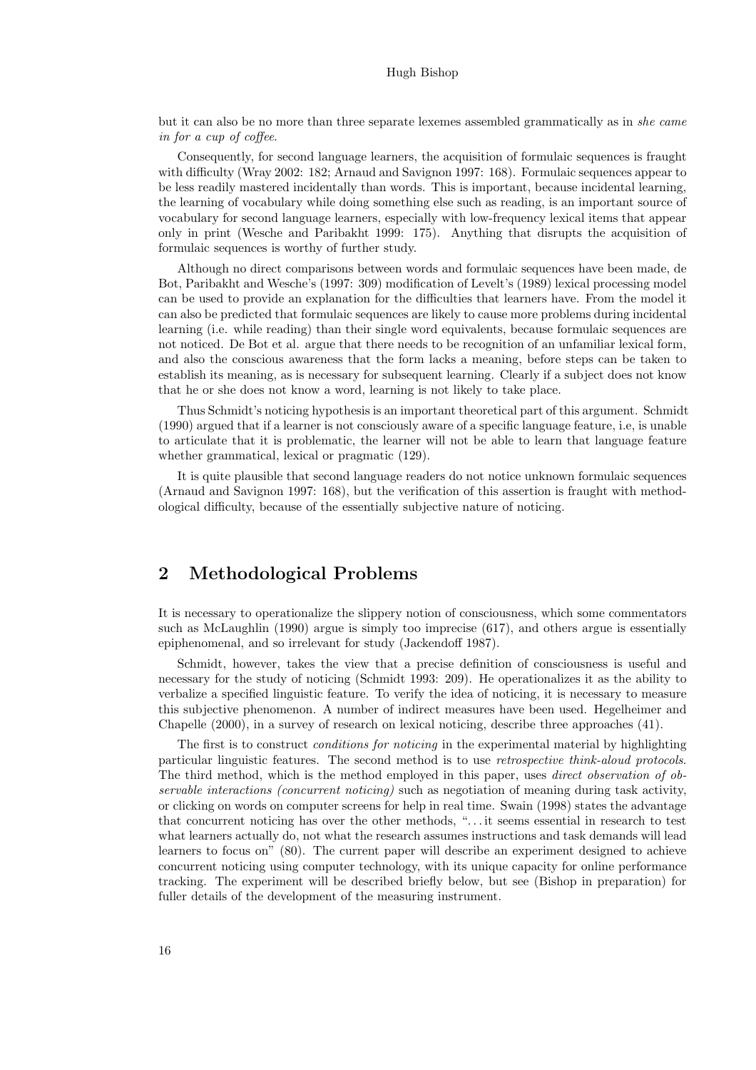but it can also be no more than three separate lexemes assembled grammatically as in *she came in for a cup of coffee*.

Consequently, for second language learners, the acquisition of formulaic sequences is fraught with difficulty (Wray 2002: 182; Arnaud and Savignon 1997: 168). Formulaic sequences appear to be less readily mastered incidentally than words. This is important, because incidental learning, the learning of vocabulary while doing something else such as reading, is an important source of vocabulary for second language learners, especially with low-frequency lexical items that appear only in print (Wesche and Paribakht 1999: 175). Anything that disrupts the acquisition of formulaic sequences is worthy of further study.

Although no direct comparisons between words and formulaic sequences have been made, de Bot, Paribakht and Wesche's (1997: 309) modification of Levelt's (1989) lexical processing model can be used to provide an explanation for the difficulties that learners have. From the model it can also be predicted that formulaic sequences are likely to cause more problems during incidental learning (i.e. while reading) than their single word equivalents, because formulaic sequences are not noticed. De Bot et al. argue that there needs to be recognition of an unfamiliar lexical form, and also the conscious awareness that the form lacks a meaning, before steps can be taken to establish its meaning, as is necessary for subsequent learning. Clearly if a subject does not know that he or she does not know a word, learning is not likely to take place.

Thus Schmidt's noticing hypothesis is an important theoretical part of this argument. Schmidt (1990) argued that if a learner is not consciously aware of a specific language feature, i.e, is unable to articulate that it is problematic, the learner will not be able to learn that language feature whether grammatical, lexical or pragmatic (129).

It is quite plausible that second language readers do not notice unknown formulaic sequences (Arnaud and Savignon 1997: 168), but the verification of this assertion is fraught with methodological difficulty, because of the essentially subjective nature of noticing.

## 2 Methodological Problems

It is necessary to operationalize the slippery notion of consciousness, which some commentators such as McLaughlin (1990) argue is simply too imprecise (617), and others argue is essentially epiphenomenal, and so irrelevant for study (Jackendoff 1987).

Schmidt, however, takes the view that a precise definition of consciousness is useful and necessary for the study of noticing (Schmidt 1993: 209). He operationalizes it as the ability to verbalize a specified linguistic feature. To verify the idea of noticing, it is necessary to measure this subjective phenomenon. A number of indirect measures have been used. Hegelheimer and Chapelle (2000), in a survey of research on lexical noticing, describe three approaches (41).

The first is to construct *conditions for noticing* in the experimental material by highlighting particular linguistic features. The second method is to use *retrospective think-aloud protocols*. The third method, which is the method employed in this paper, uses *direct observation of observable interactions (concurrent noticing)* such as negotiation of meaning during task activity, or clicking on words on computer screens for help in real time. Swain (1998) states the advantage that concurrent noticing has over the other methods, "...it seems essential in research to test what learners actually do, not what the research assumes instructions and task demands will lead learners to focus on" (80). The current paper will describe an experiment designed to achieve concurrent noticing using computer technology, with its unique capacity for online performance tracking. The experiment will be described briefly below, but see (Bishop in preparation) for fuller details of the development of the measuring instrument.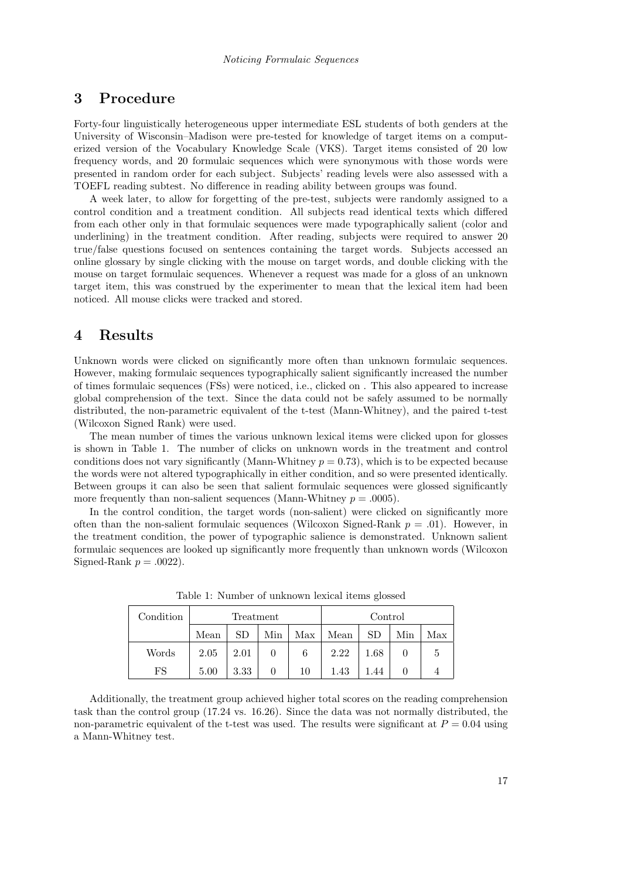## 3 Procedure

Forty-four linguistically heterogeneous upper intermediate ESL students of both genders at the University of Wisconsin–Madison were pre-tested for knowledge of target items on a computerized version of the Vocabulary Knowledge Scale (VKS). Target items consisted of 20 low frequency words, and 20 formulaic sequences which were synonymous with those words were presented in random order for each subject. Subjects' reading levels were also assessed with a TOEFL reading subtest. No difference in reading ability between groups was found.

A week later, to allow for forgetting of the pre-test, subjects were randomly assigned to a control condition and a treatment condition. All subjects read identical texts which differed from each other only in that formulaic sequences were made typographically salient (color and underlining) in the treatment condition. After reading, subjects were required to answer 20 true/false questions focused on sentences containing the target words. Subjects accessed an online glossary by single clicking with the mouse on target words, and double clicking with the mouse on target formulaic sequences. Whenever a request was made for a gloss of an unknown target item, this was construed by the experimenter to mean that the lexical item had been noticed. All mouse clicks were tracked and stored.

## 4 Results

Unknown words were clicked on significantly more often than unknown formulaic sequences. However, making formulaic sequences typographically salient significantly increased the number of times formulaic sequences (FSs) were noticed, i.e., clicked on . This also appeared to increase global comprehension of the text. Since the data could not be safely assumed to be normally distributed, the non-parametric equivalent of the t-test (Mann-Whitney), and the paired t-test (Wilcoxon Signed Rank) were used.

The mean number of times the various unknown lexical items were clicked upon for glosses is shown in Table 1. The number of clicks on unknown words in the treatment and control conditions does not vary significantly (Mann-Whitney $p = 0.73$), which is to be expected because the words were not altered typographically in either condition, and so were presented identically. Between groups it can also be seen that salient formulaic sequences were glossed significantly more frequently than non-salient sequences (Mann-Whitney $p = .0005$).

In the control condition, the target words (non-salient) were clicked on significantly more often than the non-salient formulaic sequences (Wilcoxon Signed-Rank $p = .01$). However, in the treatment condition, the power of typographic salience is demonstrated. Unknown salient formulaic sequences are looked up significantly more frequently than unknown words (Wilcoxon Signed-Rank $p = .0022$).

Table 1: Number of unknown lexical items glossed

| Condition | Treatment | | | | Control | | | |
|---|---|---|---|---|---|---|---|---|
| | Mean | SD | Min | Max | Mean | SD | Min | Max |
| Words | 2.05 | 2.01 | 0 | 6 | 2.22 | 1.68 | 0 | 5 |
| FS | 5.00 | 3.33 | 0 | 10 | 1.43 | 1.44 | 0 | 4 |

Additionally, the treatment group achieved higher total scores on the reading comprehension task than the control group (17.24 vs. 16.26). Since the data was not normally distributed, the non-parametric equivalent of the t-test was used. The results were significant at $P = 0.04$ using a Mann-Whitney test.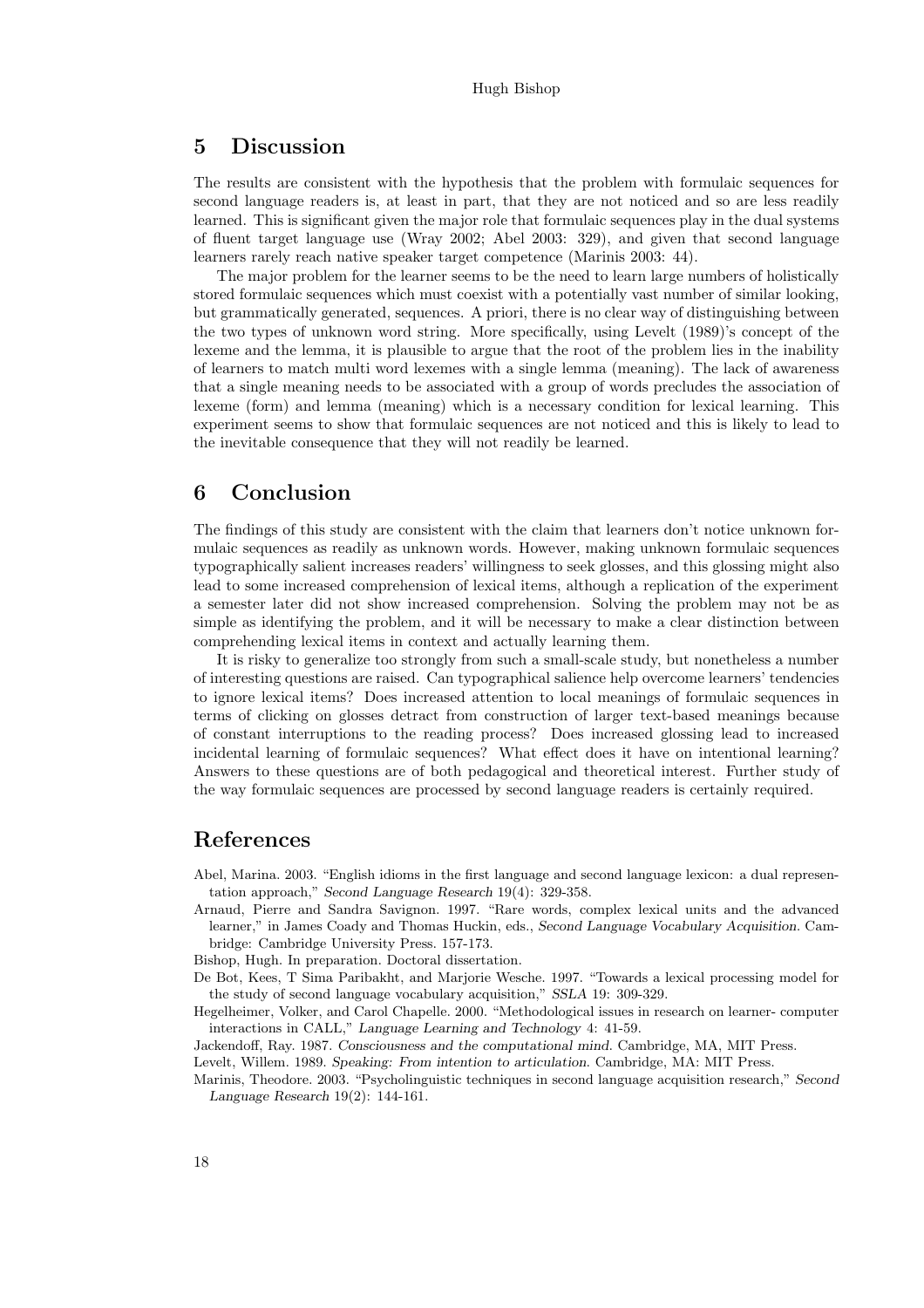## 5 Discussion

The results are consistent with the hypothesis that the problem with formulaic sequences for second language readers is, at least in part, that they are not noticed and so are less readily learned. This is significant given the major role that formulaic sequences play in the dual systems of fluent target language use (Wray 2002; Abel 2003: 329), and given that second language learners rarely reach native speaker target competence (Marinis 2003: 44).

The major problem for the learner seems to be the need to learn large numbers of holistically stored formulaic sequences which must coexist with a potentially vast number of similar looking, but grammatically generated, sequences. A priori, there is no clear way of distinguishing between the two types of unknown word string. More specifically, using Levelt (1989)'s concept of the lexeme and the lemma, it is plausible to argue that the root of the problem lies in the inability of learners to match multi word lexemes with a single lemma (meaning). The lack of awareness that a single meaning needs to be associated with a group of words precludes the association of lexeme (form) and lemma (meaning) which is a necessary condition for lexical learning. This experiment seems to show that formulaic sequences are not noticed and this is likely to lead to the inevitable consequence that they will not readily be learned.

## 6 Conclusion

The findings of this study are consistent with the claim that learners don't notice unknown formulaic sequences as readily as unknown words. However, making unknown formulaic sequences typographically salient increases readers' willingness to seek glosses, and this glossing might also lead to some increased comprehension of lexical items, although a replication of the experiment a semester later did not show increased comprehension. Solving the problem may not be as simple as identifying the problem, and it will be necessary to make a clear distinction between comprehending lexical items in context and actually learning them.

It is risky to generalize too strongly from such a small-scale study, but nonetheless a number of interesting questions are raised. Can typographical salience help overcome learners' tendencies to ignore lexical items? Does increased attention to local meanings of formulaic sequences in terms of clicking on glosses detract from construction of larger text-based meanings because of constant interruptions to the reading process? Does increased glossing lead to increased incidental learning of formulaic sequences? What effect does it have on intentional learning? Answers to these questions are of both pedagogical and theoretical interest. Further study of the way formulaic sequences are processed by second language readers is certainly required.

## References

Abel, Marina. 2003. "English idioms in the first language and second language lexicon: a dual representation approach," *Second Language Research* 19(4): 329-358.

Arnaud, Pierre and Sandra Savignon. 1997. "Rare words, complex lexical units and the advanced learner," in James Coady and Thomas Huckin, eds., *Second Language Vocabulary Acquisition*. Cambridge: Cambridge University Press. 157-173.

Bishop, Hugh. In preparation. Doctoral dissertation.

De Bot, Kees, T Sima Paribakht, and Marjorie Wesche. 1997. "Towards a lexical processing model for the study of second language vocabulary acquisition," *SSLA* 19: 309-329.

Hegelheimer, Volker, and Carol Chapelle. 2000. "Methodological issues in research on learner- computer interactions in CALL," *Language Learning and Technology* 4: 41-59.

Jackendoff, Ray. 1987. *Consciousness and the computational mind*. Cambridge, MA, MIT Press.

Levelt, Willem. 1989. *Speaking: From intention to articulation*. Cambridge, MA: MIT Press.

Marinis, Theodore. 2003. "Psycholinguistic techniques in second language acquisition research," *Second Language Research* 19(2): 144-161.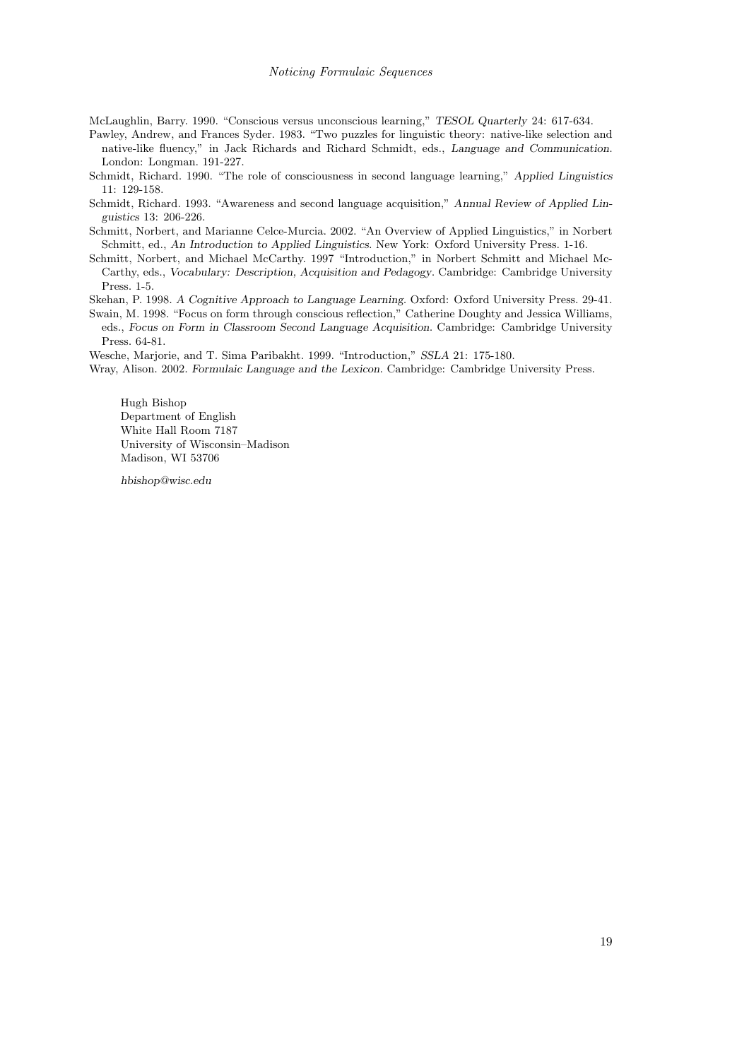McLaughlin, Barry. 1990. "Conscious versus unconscious learning," *TESOL Quarterly* 24: 617-634.

Pawley, Andrew, and Frances Syder. 1983. "Two puzzles for linguistic theory: native-like selection and native-like fluency," in Jack Richards and Richard Schmidt, eds., *Language and Communication*. London: Longman. 191-227.

Schmidt, Richard. 1990. "The role of consciousness in second language learning," *Applied Linguistics* 11: 129-158.

Schmidt, Richard. 1993. "Awareness and second language acquisition," *Annual Review of Applied Linguistics* 13: 206-226.

Schmitt, Norbert, and Marianne Celce-Murcia. 2002. "An Overview of Applied Linguistics," in Norbert Schmitt, ed., *An Introduction to Applied Linguistics*. New York: Oxford University Press. 1-16.

Schmitt, Norbert, and Michael McCarthy. 1997 "Introduction," in Norbert Schmitt and Michael McCarthy, eds., *Vocabulary: Description, Acquisition and Pedagogy*. Cambridge: Cambridge University Press. 1-5.

Skehan, P. 1998. *A Cognitive Approach to Language Learning*. Oxford: Oxford University Press. 29-41.

Swain, M. 1998. "Focus on form through conscious reflection," Catherine Doughty and Jessica Williams, eds., *Focus on Form in Classroom Second Language Acquisition*. Cambridge: Cambridge University Press. 64-81.

Wesche, Marjorie, and T. Sima Paribakht. 1999. "Introduction," *SSLA* 21: 175-180.

Wray, Alison. 2002. *Formulaic Language and the Lexicon*. Cambridge: Cambridge University Press.

Hugh Bishop
Department of English
White Hall Room 7187
University of Wisconsin–Madison
Madison, WI 53706

*hbishop@wisc.edu*